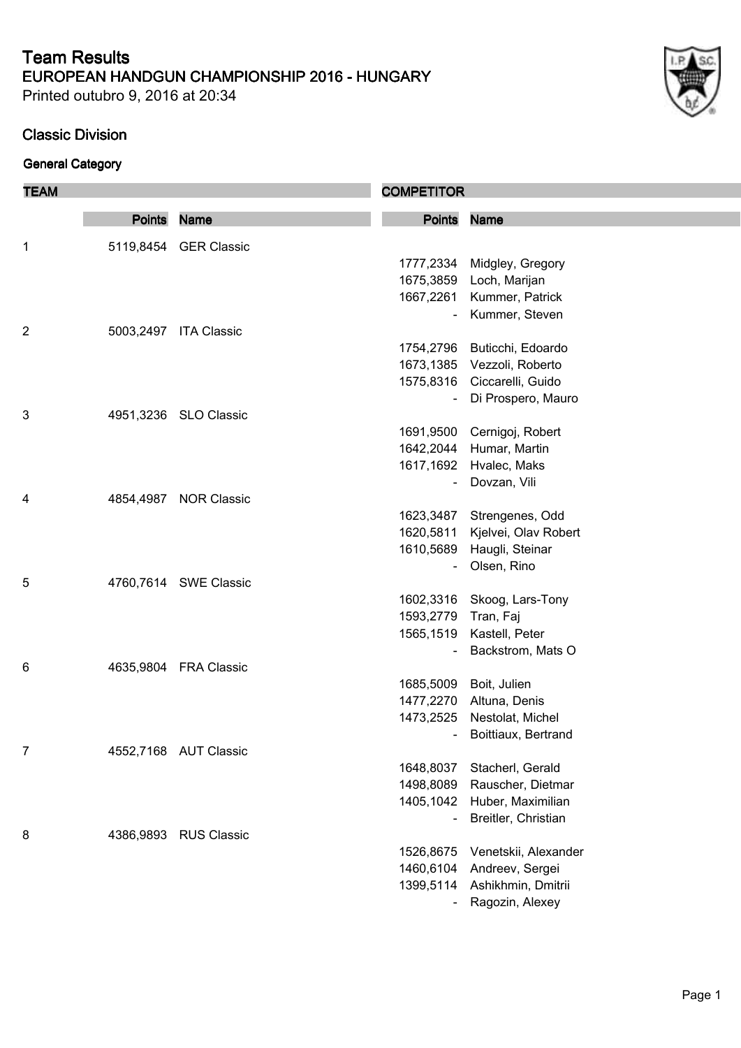# Team Results

## EUROPEAN HANDGUN CHAMPIONSHIP 2016 - HUNGARY

Printed outubro 9, 2016 at 20:34

### Classic Division

#### General Category

| TEAM | | | COMPETITOR | |
|---|---|---|---|---|
| | **Points** | **Name** | **Points** | **Name** |
| 1 | 5119,8454 | GER Classic | | |
| | | | 1777,2334 | Midgley, Gregory |
| | | | 1675,3859 | Loch, Marijan |
| | | | 1667,2261 | Kummer, Patrick |
| | | | - | Kummer, Steven |
| 2 | 5003,2497 | ITA Classic | | |
| | | | 1754,2796 | Buticchi, Edoardo |
| | | | 1673,1385 | Vezzoli, Roberto |
| | | | 1575,8316 | Ciccarelli, Guido |
| | | | - | Di Prospero, Mauro |
| 3 | 4951,3236 | SLO Classic | | |
| | | | 1691,9500 | Cernigoj, Robert |
| | | | 1642,2044 | Humar, Martin |
| | | | 1617,1692 | Hvalec, Maks |
| | | | - | Dovzan, Vili |
| 4 | 4854,4987 | NOR Classic | | |
| | | | 1623,3487 | Strengenes, Odd |
| | | | 1620,5811 | Kjelvei, Olav Robert |
| | | | 1610,5689 | Haugli, Steinar |
| | | | - | Olsen, Rino |
| 5 | 4760,7614 | SWE Classic | | |
| | | | 1602,3316 | Skoog, Lars-Tony |
| | | | 1593,2779 | Tran, Faj |
| | | | 1565,1519 | Kastell, Peter |
| | | | - | Backstrom, Mats O |
| 6 | 4635,9804 | FRA Classic | | |
| | | | 1685,5009 | Boit, Julien |
| | | | 1477,2270 | Altuna, Denis |
| | | | 1473,2525 | Nestolat, Michel |
| | | | - | Boittiaux, Bertrand |
| 7 | 4552,7168 | AUT Classic | | |
| | | | 1648,8037 | Stacherl, Gerald |
| | | | 1498,8089 | Rauscher, Dietmar |
| | | | 1405,1042 | Huber, Maximilian |
| | | | - | Breitler, Christian |
| 8 | 4386,9893 | RUS Classic | | |
| | | | 1526,8675 | Venetskii, Alexander |
| | | | 1460,6104 | Andreev, Sergei |
| | | | 1399,5114 | Ashikhmin, Dmitrii |
| | | | - | Ragozin, Alexey |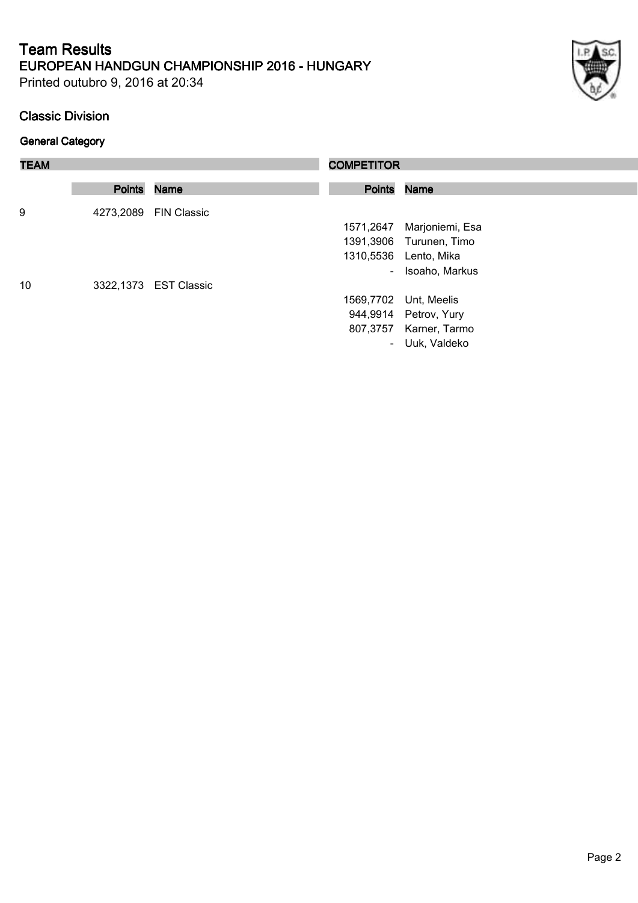# Team Results
## EUROPEAN HANDGUN CHAMPIONSHIP 2016 - HUNGARY

Printed outubro 9, 2016 at 20:34

### Classic Division

#### General Category

| TEAM | | | COMPETITOR | |
|---|---|---|---|---|
| | **Points** | **Name** | **Points** | **Name** |
| 9 | 4273,2089 | FIN Classic | | |
| | | | 1571,2647 | Marjoniemi, Esa |
| | | | 1391,3906 | Turunen, Timo |
| | | | 1310,5536 | Lento, Mika |
| | | | - | Isoaho, Markus |
| 10 | 3322,1373 | EST Classic | | |
| | | | 1569,7702 | Unt, Meelis |
| | | | 944,9914 | Petrov, Yury |
| | | | 807,3757 | Karner, Tarmo |
| | | | - | Uuk, Valdeko |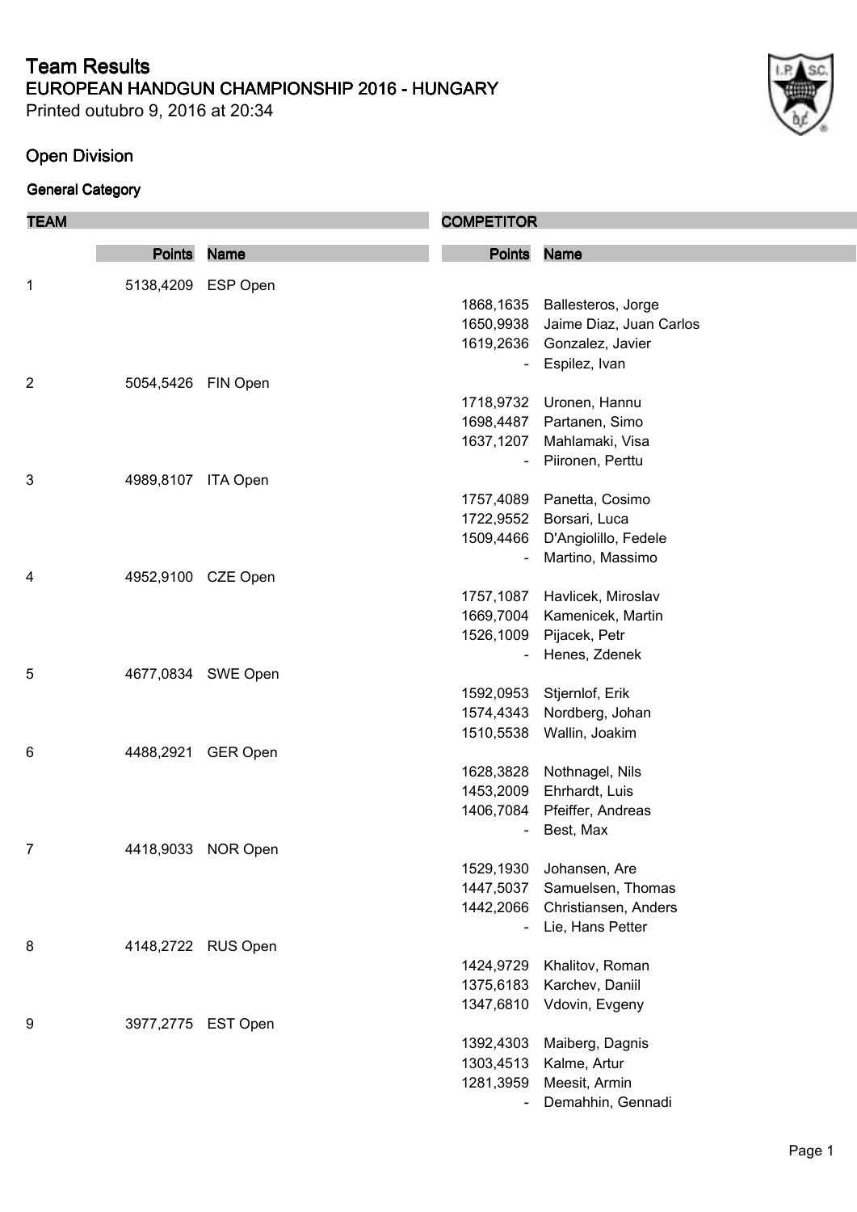# Team Results

## EUROPEAN HANDGUN CHAMPIONSHIP 2016 - HUNGARY

Printed outubro 9, 2016 at 20:34

### Open Division

#### General Category

| TEAM | | | COMPETITOR | |
|---|---|---|---|---|
| | **Points** | **Name** | **Points** | **Name** |
| 1 | 5138,4209 | ESP Open | | |
| | | | 1868,1635 | Ballesteros, Jorge |
| | | | 1650,9938 | Jaime Diaz, Juan Carlos |
| | | | 1619,2636 | Gonzalez, Javier |
| | | | - | Espilez, Ivan |
| 2 | 5054,5426 | FIN Open | | |
| | | | 1718,9732 | Uronen, Hannu |
| | | | 1698,4487 | Partanen, Simo |
| | | | 1637,1207 | Mahlamaki, Visa |
| | | | - | Piironen, Perttu |
| 3 | 4989,8107 | ITA Open | | |
| | | | 1757,4089 | Panetta, Cosimo |
| | | | 1722,9552 | Borsari, Luca |
| | | | 1509,4466 | D'Angiolillo, Fedele |
| | | | - | Martino, Massimo |
| 4 | 4952,9100 | CZE Open | | |
| | | | 1757,1087 | Havlicek, Miroslav |
| | | | 1669,7004 | Kamenicek, Martin |
| | | | 1526,1009 | Pijacek, Petr |
| | | | - | Henes, Zdenek |
| 5 | 4677,0834 | SWE Open | | |
| | | | 1592,0953 | Stjernlof, Erik |
| | | | 1574,4343 | Nordberg, Johan |
| | | | 1510,5538 | Wallin, Joakim |
| 6 | 4488,2921 | GER Open | | |
| | | | 1628,3828 | Nothnagel, Nils |
| | | | 1453,2009 | Ehrhardt, Luis |
| | | | 1406,7084 | Pfeiffer, Andreas |
| | | | - | Best, Max |
| 7 | 4418,9033 | NOR Open | | |
| | | | 1529,1930 | Johansen, Are |
| | | | 1447,5037 | Samuelsen, Thomas |
| | | | 1442,2066 | Christiansen, Anders |
| | | | - | Lie, Hans Petter |
| 8 | 4148,2722 | RUS Open | | |
| | | | 1424,9729 | Khalitov, Roman |
| | | | 1375,6183 | Karchev, Daniil |
| | | | 1347,6810 | Vdovin, Evgeny |
| 9 | 3977,2775 | EST Open | | |
| | | | 1392,4303 | Maiberg, Dagnis |
| | | | 1303,4513 | Kalme, Artur |
| | | | 1281,3959 | Meesit, Armin |
| | | | - | Demahhin, Gennadi |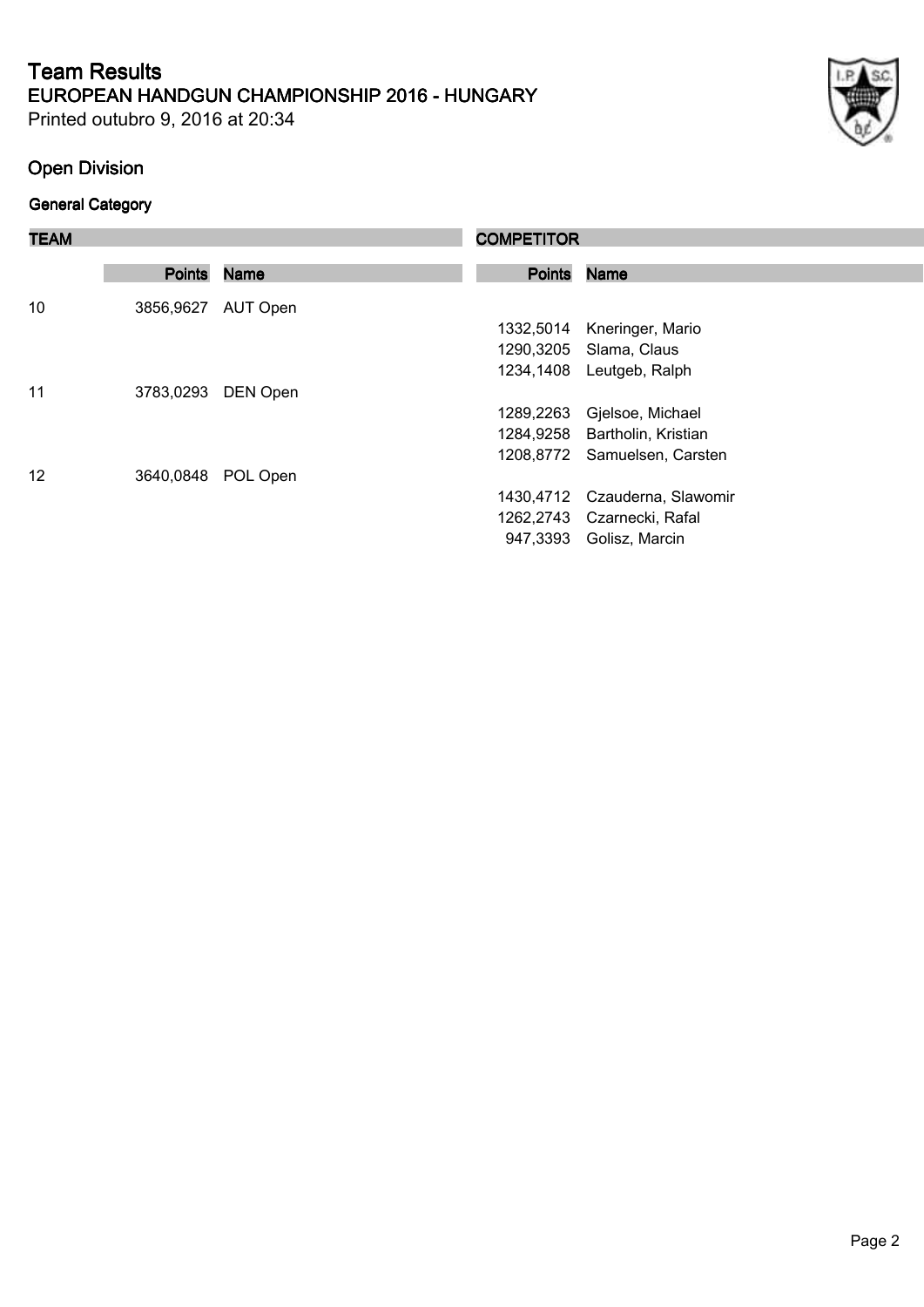# Team Results

## EUROPEAN HANDGUN CHAMPIONSHIP 2016 - HUNGARY

Printed outubro 9, 2016 at 20:34

### Open Division

#### General Category

| TEAM | | | COMPETITOR | |
|---|---|---|---|---|
| | **Points** | **Name** | **Points** | **Name** |
| 10 | 3856,9627 | AUT Open | | |
| | | | 1332,5014 | Kneringer, Mario |
| | | | 1290,3205 | Slama, Claus |
| | | | 1234,1408 | Leutgeb, Ralph |
| 11 | 3783,0293 | DEN Open | | |
| | | | 1289,2263 | Gjelsoe, Michael |
| | | | 1284,9258 | Bartholin, Kristian |
| | | | 1208,8772 | Samuelsen, Carsten |
| 12 | 3640,0848 | POL Open | | |
| | | | 1430,4712 | Czauderna, Slawomir |
| | | | 1262,2743 | Czarnecki, Rafal |
| | | | 947,3393 | Golisz, Marcin |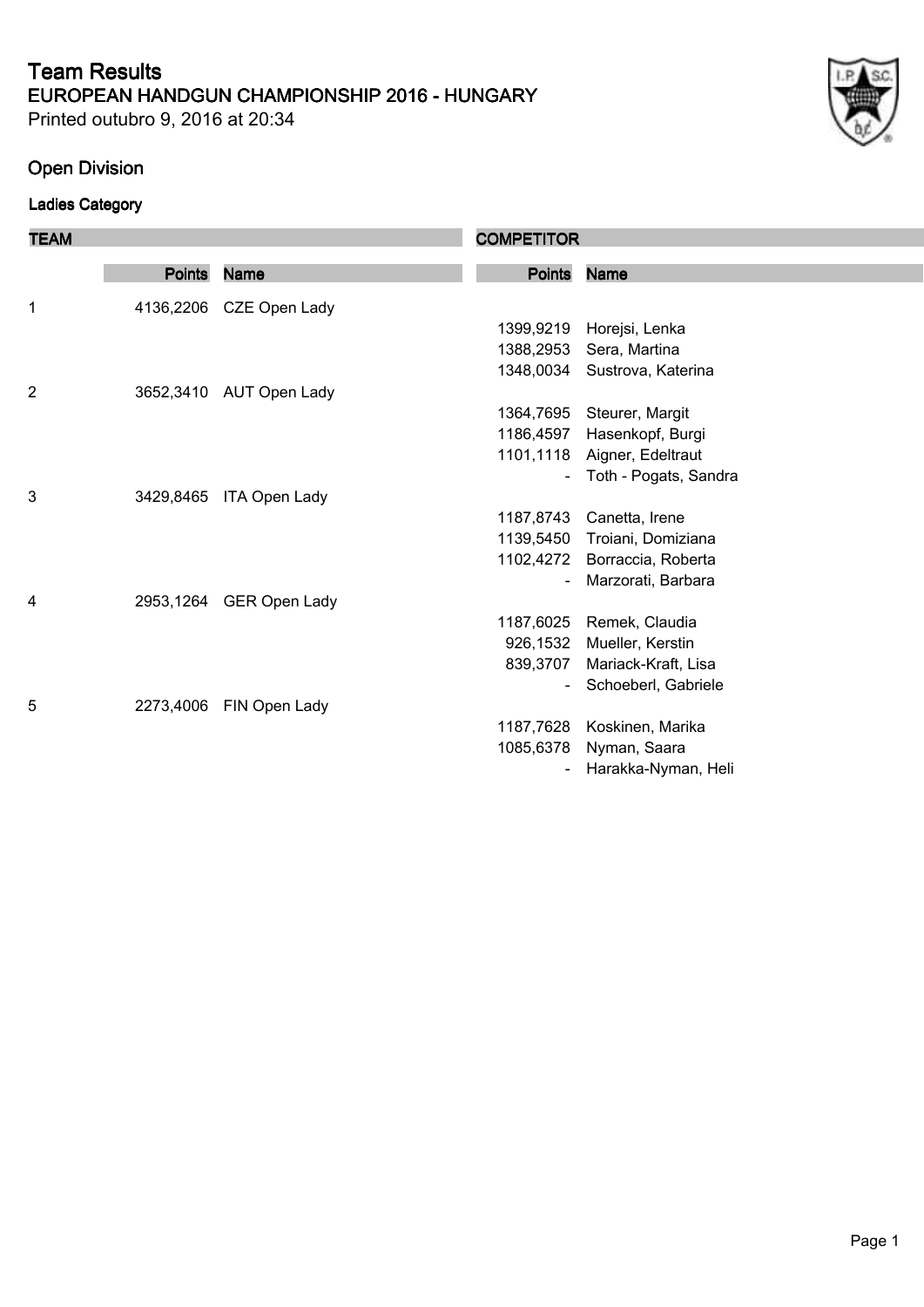# Team Results

## EUROPEAN HANDGUN CHAMPIONSHIP 2016 - HUNGARY

Printed outubro 9, 2016 at 20:34

### Open Division

#### Ladies Category

| TEAM | | | COMPETITOR | |
|---|---|---|---|---|
| | **Points** | **Name** | **Points** | **Name** |
| 1 | 4136,2206 | CZE Open Lady | | |
| | | | 1399,9219 | Horejsi, Lenka |
| | | | 1388,2953 | Sera, Martina |
| | | | 1348,0034 | Sustrova, Katerina |
| 2 | 3652,3410 | AUT Open Lady | | |
| | | | 1364,7695 | Steurer, Margit |
| | | | 1186,4597 | Hasenkopf, Burgi |
| | | | 1101,1118 | Aigner, Edeltraut |
| | | | - | Toth - Pogats, Sandra |
| 3 | 3429,8465 | ITA Open Lady | | |
| | | | 1187,8743 | Canetta, Irene |
| | | | 1139,5450 | Troiani, Domiziana |
| | | | 1102,4272 | Borraccia, Roberta |
| | | | - | Marzorati, Barbara |
| 4 | 2953,1264 | GER Open Lady | | |
| | | | 1187,6025 | Remek, Claudia |
| | | | 926,1532 | Mueller, Kerstin |
| | | | 839,3707 | Mariack-Kraft, Lisa |
| | | | - | Schoeberl, Gabriele |
| 5 | 2273,4006 | FIN Open Lady | | |
| | | | 1187,7628 | Koskinen, Marika |
| | | | 1085,6378 | Nyman, Saara |
| | | | - | Harakka-Nyman, Heli |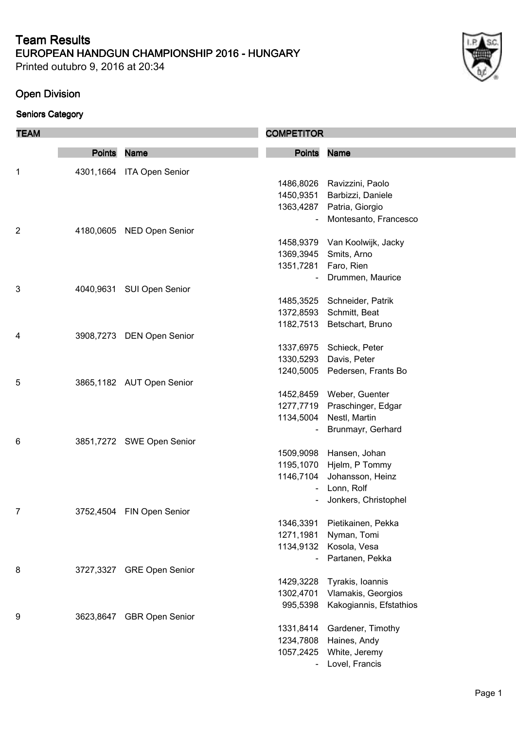# Team Results

## EUROPEAN HANDGUN CHAMPIONSHIP 2016 - HUNGARY

Printed outubro 9, 2016 at 20:34

### Open Division

#### Seniors Category

| TEAM | | | COMPETITOR | |
|---|---|---|---|---|
| | **Points** | **Name** | **Points** | **Name** |
| 1 | 4301,1664 | ITA Open Senior | | |
| | | | 1486,8026 | Ravizzini, Paolo |
| | | | 1450,9351 | Barbizzi, Daniele |
| | | | 1363,4287 | Patria, Giorgio |
| | | | - | Montesanto, Francesco |
| 2 | 4180,0605 | NED Open Senior | | |
| | | | 1458,9379 | Van Koolwijk, Jacky |
| | | | 1369,3945 | Smits, Arno |
| | | | 1351,7281 | Faro, Rien |
| | | | - | Drummen, Maurice |
| 3 | 4040,9631 | SUI Open Senior | | |
| | | | 1485,3525 | Schneider, Patrik |
| | | | 1372,8593 | Schmitt, Beat |
| | | | 1182,7513 | Betschart, Bruno |
| 4 | 3908,7273 | DEN Open Senior | | |
| | | | 1337,6975 | Schieck, Peter |
| | | | 1330,5293 | Davis, Peter |
| | | | 1240,5005 | Pedersen, Frants Bo |
| 5 | 3865,1182 | AUT Open Senior | | |
| | | | 1452,8459 | Weber, Guenter |
| | | | 1277,7719 | Praschinger, Edgar |
| | | | 1134,5004 | Nestl, Martin |
| | | | - | Brunmayr, Gerhard |
| 6 | 3851,7272 | SWE Open Senior | | |
| | | | 1509,9098 | Hansen, Johan |
| | | | 1195,1070 | Hjelm, P Tommy |
| | | | 1146,7104 | Johansson, Heinz |
| | | | - | Lonn, Rolf |
| | | | - | Jonkers, Christophel |
| 7 | 3752,4504 | FIN Open Senior | | |
| | | | 1346,3391 | Pietikainen, Pekka |
| | | | 1271,1981 | Nyman, Tomi |
| | | | 1134,9132 | Kosola, Vesa |
| | | | - | Partanen, Pekka |
| 8 | 3727,3327 | GRE Open Senior | | |
| | | | 1429,3228 | Tyrakis, Ioannis |
| | | | 1302,4701 | Vlamakis, Georgios |
| | | | 995,5398 | Kakogiannis, Efstathios |
| 9 | 3623,8647 | GBR Open Senior | | |
| | | | 1331,8414 | Gardener, Timothy |
| | | | 1234,7808 | Haines, Andy |
| | | | 1057,2425 | White, Jeremy |
| | | | - | Lovel, Francis |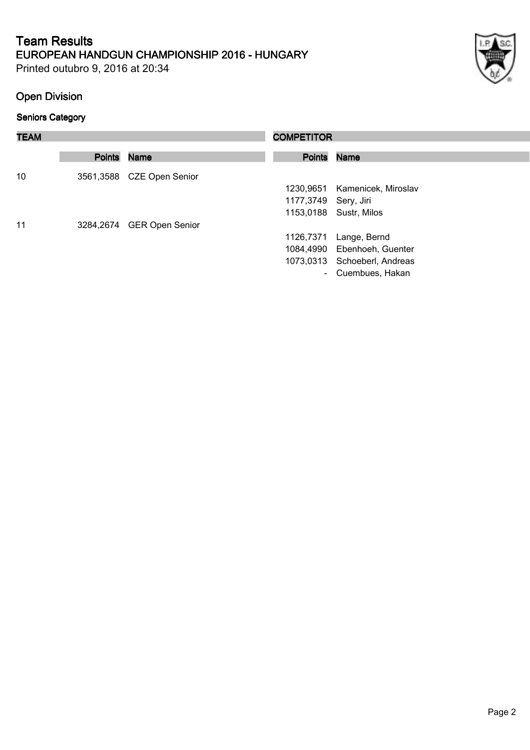# Team Results

## EUROPEAN HANDGUN CHAMPIONSHIP 2016 - HUNGARY

Printed outubro 9, 2016 at 20:34

### Open Division

#### Seniors Category

| TEAM | | | COMPETITOR | |
|---|---|---|---|---|
| | **Points** | **Name** | **Points** | **Name** |
| 10 | 3561,3588 | CZE Open Senior | | |
| | | | 1230,9651 | Kamenicek, Miroslav |
| | | | 1177,3749 | Sery, Jiri |
| | | | 1153,0188 | Sustr, Milos |
| 11 | 3284,2674 | GER Open Senior | | |
| | | | 1126,7371 | Lange, Bernd |
| | | | 1084,4990 | Ebenhoeh, Guenter |
| | | | 1073,0313 | Schoeberl, Andreas |
| | | | - | Cuembues, Hakan |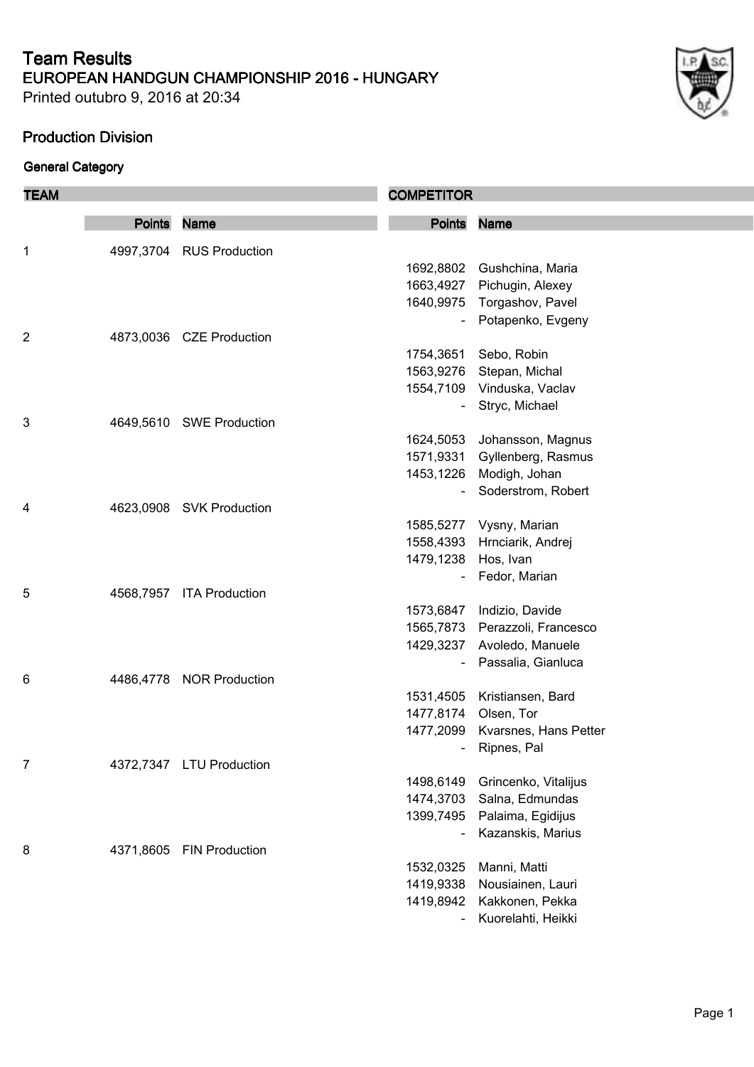# Team Results

## EUROPEAN HANDGUN CHAMPIONSHIP 2016 - HUNGARY

Printed outubro 9, 2016 at 20:34

### Production Division

#### General Category

| TEAM | | | COMPETITOR | |
|---|---|---|---|---|
| | **Points** | **Name** | **Points** | **Name** |
| 1 | 4997,3704 | RUS Production | | |
| | | | 1692,8802 | Gushchina, Maria |
| | | | 1663,4927 | Pichugin, Alexey |
| | | | 1640,9975 | Torgashov, Pavel |
| | | | - | Potapenko, Evgeny |
| 2 | 4873,0036 | CZE Production | | |
| | | | 1754,3651 | Sebo, Robin |
| | | | 1563,9276 | Stepan, Michal |
| | | | 1554,7109 | Vinduska, Vaclav |
| | | | - | Stryc, Michael |
| 3 | 4649,5610 | SWE Production | | |
| | | | 1624,5053 | Johansson, Magnus |
| | | | 1571,9331 | Gyllenberg, Rasmus |
| | | | 1453,1226 | Modigh, Johan |
| | | | - | Soderstrom, Robert |
| 4 | 4623,0908 | SVK Production | | |
| | | | 1585,5277 | Vysny, Marian |
| | | | 1558,4393 | Hrnciarik, Andrej |
| | | | 1479,1238 | Hos, Ivan |
| | | | - | Fedor, Marian |
| 5 | 4568,7957 | ITA Production | | |
| | | | 1573,6847 | Indizio, Davide |
| | | | 1565,7873 | Perazzoli, Francesco |
| | | | 1429,3237 | Avoledo, Manuele |
| | | | - | Passalia, Gianluca |
| 6 | 4486,4778 | NOR Production | | |
| | | | 1531,4505 | Kristiansen, Bard |
| | | | 1477,8174 | Olsen, Tor |
| | | | 1477,2099 | Kvarsnes, Hans Petter |
| | | | - | Ripnes, Pal |
| 7 | 4372,7347 | LTU Production | | |
| | | | 1498,6149 | Grincenko, Vitalijus |
| | | | 1474,3703 | Salna, Edmundas |
| | | | 1399,7495 | Palaima, Egidijus |
| | | | - | Kazanskis, Marius |
| 8 | 4371,8605 | FIN Production | | |
| | | | 1532,0325 | Manni, Matti |
| | | | 1419,9338 | Nousiainen, Lauri |
| | | | 1419,8942 | Kakkonen, Pekka |
| | | | - | Kuorelahti, Heikki |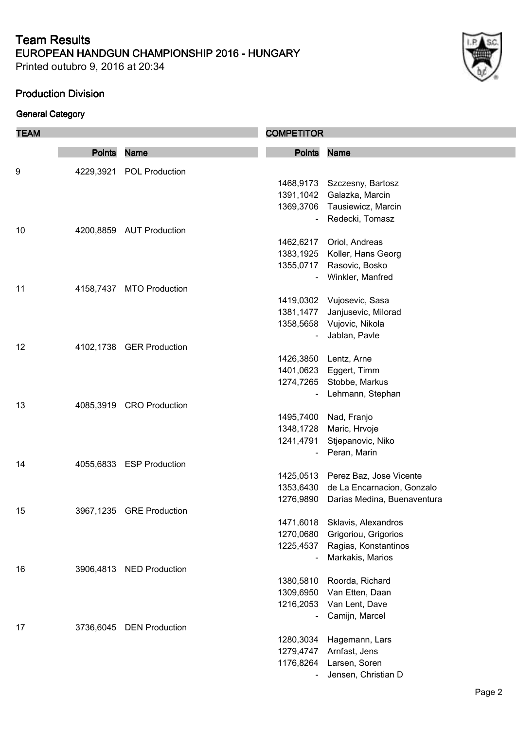# Team Results

## EUROPEAN HANDGUN CHAMPIONSHIP 2016 - HUNGARY

Printed outubro 9, 2016 at 20:34

### Production Division

#### General Category

| TEAM | Points | Name | COMPETITOR Points | Name |
|---|---|---|---|---|
| 9 | 4229,3921 | POL Production | | |
| | | | 1468,9173 | Szczesny, Bartosz |
| | | | 1391,1042 | Galazka, Marcin |
| | | | 1369,3706 | Tausiewicz, Marcin |
| | | | - | Redecki, Tomasz |
| 10 | 4200,8859 | AUT Production | | |
| | | | 1462,6217 | Oriol, Andreas |
| | | | 1383,1925 | Koller, Hans Georg |
| | | | 1355,0717 | Rasovic, Bosko |
| | | | - | Winkler, Manfred |
| 11 | 4158,7437 | MTO Production | | |
| | | | 1419,0302 | Vujosevic, Sasa |
| | | | 1381,1477 | Janjusevic, Milorad |
| | | | 1358,5658 | Vujovic, Nikola |
| | | | - | Jablan, Pavle |
| 12 | 4102,1738 | GER Production | | |
| | | | 1426,3850 | Lentz, Arne |
| | | | 1401,0623 | Eggert, Timm |
| | | | 1274,7265 | Stobbe, Markus |
| | | | - | Lehmann, Stephan |
| 13 | 4085,3919 | CRO Production | | |
| | | | 1495,7400 | Nad, Franjo |
| | | | 1348,1728 | Maric, Hrvoje |
| | | | 1241,4791 | Stjepanovic, Niko |
| | | | - | Peran, Marin |
| 14 | 4055,6833 | ESP Production | | |
| | | | 1425,0513 | Perez Baz, Jose Vicente |
| | | | 1353,6430 | de La Encarnacion, Gonzalo |
| | | | 1276,9890 | Darias Medina, Buenaventura |
| 15 | 3967,1235 | GRE Production | | |
| | | | 1471,6018 | Sklavis, Alexandros |
| | | | 1270,0680 | Grigoriou, Grigorios |
| | | | 1225,4537 | Ragias, Konstantinos |
| | | | - | Markakis, Marios |
| 16 | 3906,4813 | NED Production | | |
| | | | 1380,5810 | Roorda, Richard |
| | | | 1309,6950 | Van Etten, Daan |
| | | | 1216,2053 | Van Lent, Dave |
| | | | - | Camijn, Marcel |
| 17 | 3736,6045 | DEN Production | | |
| | | | 1280,3034 | Hagemann, Lars |
| | | | 1279,4747 | Arnfast, Jens |
| | | | 1176,8264 | Larsen, Soren |
| | | | - | Jensen, Christian D |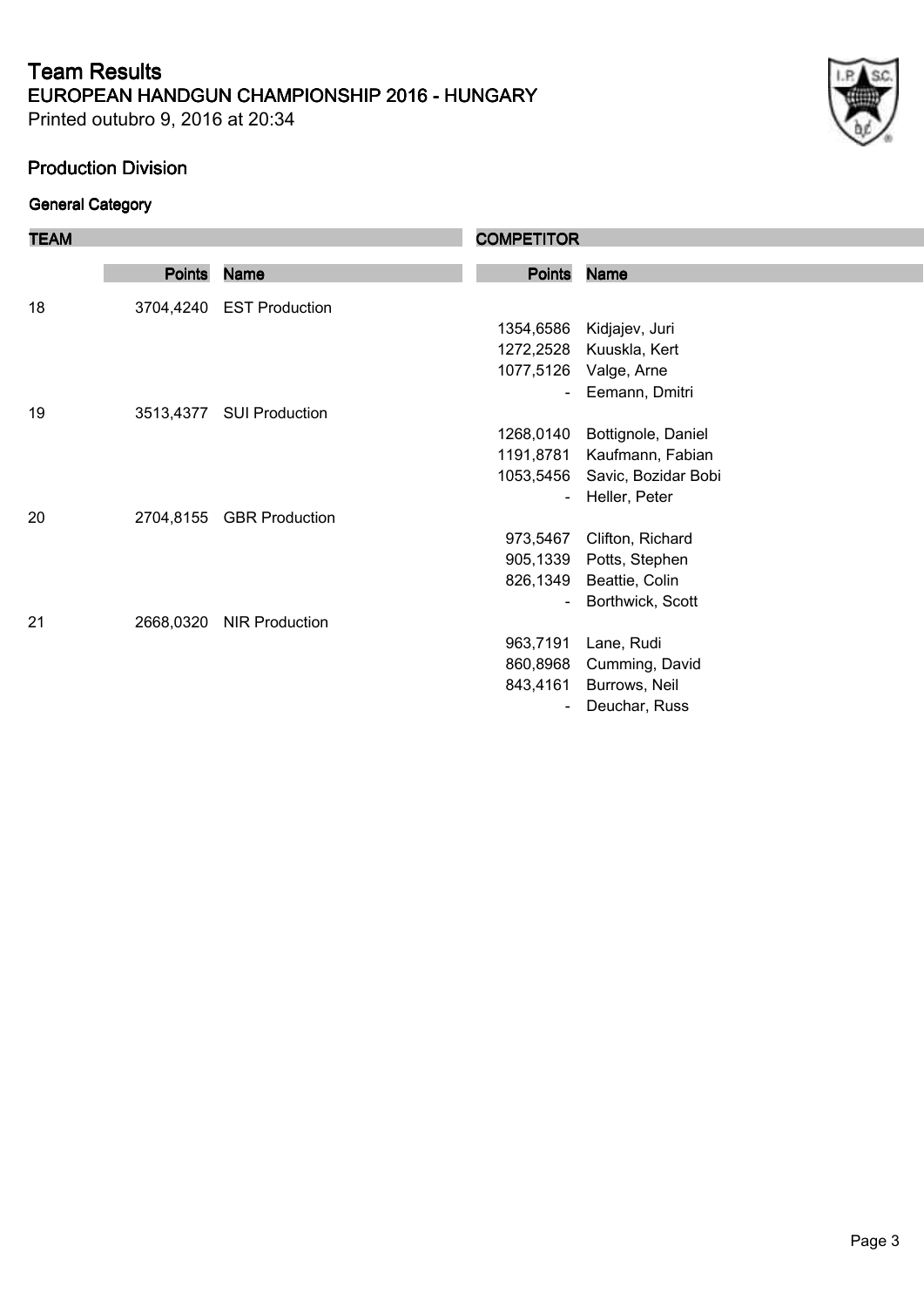# Team Results

## EUROPEAN HANDGUN CHAMPIONSHIP 2016 - HUNGARY

Printed outubro 9, 2016 at 20:34

### Production Division

#### General Category

| TEAM | | | COMPETITOR | |
|---|---|---|---|---|
| | **Points** | **Name** | **Points** | **Name** |
| 18 | 3704,4240 | EST Production | | |
| | | | 1354,6586 | Kidjajev, Juri |
| | | | 1272,2528 | Kuuskla, Kert |
| | | | 1077,5126 | Valge, Arne |
| | | | - | Eemann, Dmitri |
| 19 | 3513,4377 | SUI Production | | |
| | | | 1268,0140 | Bottignole, Daniel |
| | | | 1191,8781 | Kaufmann, Fabian |
| | | | 1053,5456 | Savic, Bozidar Bobi |
| | | | - | Heller, Peter |
| 20 | 2704,8155 | GBR Production | | |
| | | | 973,5467 | Clifton, Richard |
| | | | 905,1339 | Potts, Stephen |
| | | | 826,1349 | Beattie, Colin |
| | | | - | Borthwick, Scott |
| 21 | 2668,0320 | NIR Production | | |
| | | | 963,7191 | Lane, Rudi |
| | | | 860,8968 | Cumming, David |
| | | | 843,4161 | Burrows, Neil |
| | | | - | Deuchar, Russ |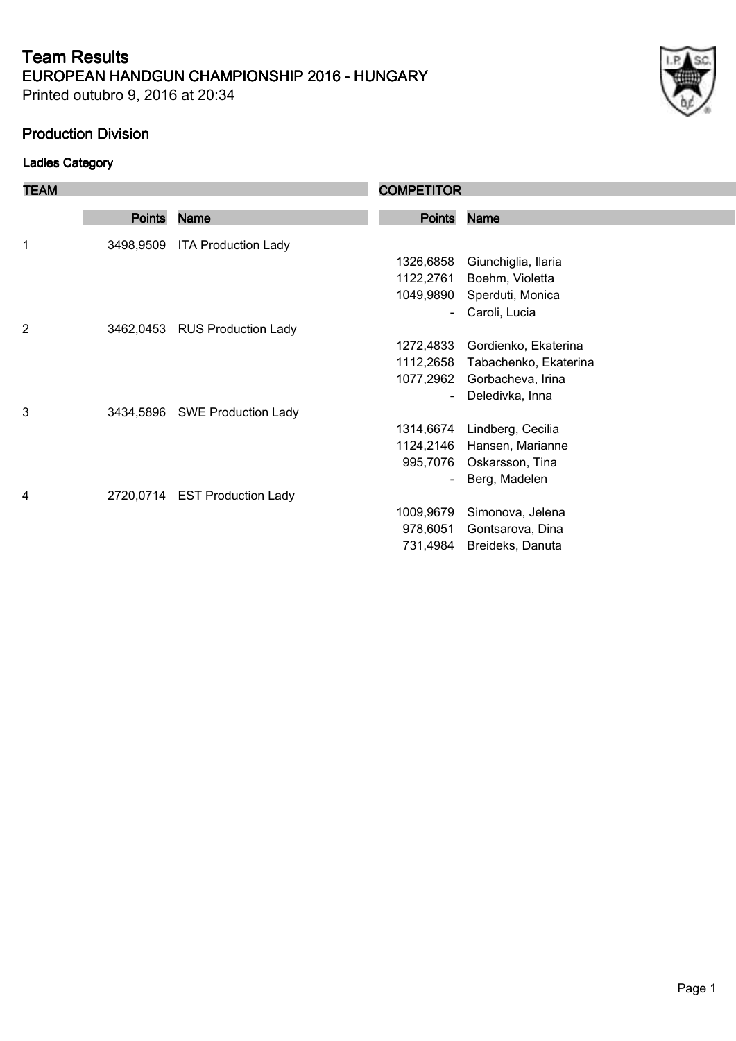# Team Results

## EUROPEAN HANDGUN CHAMPIONSHIP 2016 - HUNGARY

Printed outubro 9, 2016 at 20:34

### Production Division

#### Ladies Category

| TEAM | | | COMPETITOR | |
|---|---|---|---|---|
| | Points | Name | Points | Name |
| 1 | 3498,9509 | ITA Production Lady | | |
| | | | 1326,6858 | Giunchiglia, Ilaria |
| | | | 1122,2761 | Boehm, Violetta |
| | | | 1049,9890 | Sperduti, Monica |
| | | | - | Caroli, Lucia |
| 2 | 3462,0453 | RUS Production Lady | | |
| | | | 1272,4833 | Gordienko, Ekaterina |
| | | | 1112,2658 | Tabachenko, Ekaterina |
| | | | 1077,2962 | Gorbacheva, Irina |
| | | | - | Deledivka, Inna |
| 3 | 3434,5896 | SWE Production Lady | | |
| | | | 1314,6674 | Lindberg, Cecilia |
| | | | 1124,2146 | Hansen, Marianne |
| | | | 995,7076 | Oskarsson, Tina |
| | | | - | Berg, Madelen |
| 4 | 2720,0714 | EST Production Lady | | |
| | | | 1009,9679 | Simonova, Jelena |
| | | | 978,6051 | Gontsarova, Dina |
| | | | 731,4984 | Breideks, Danuta |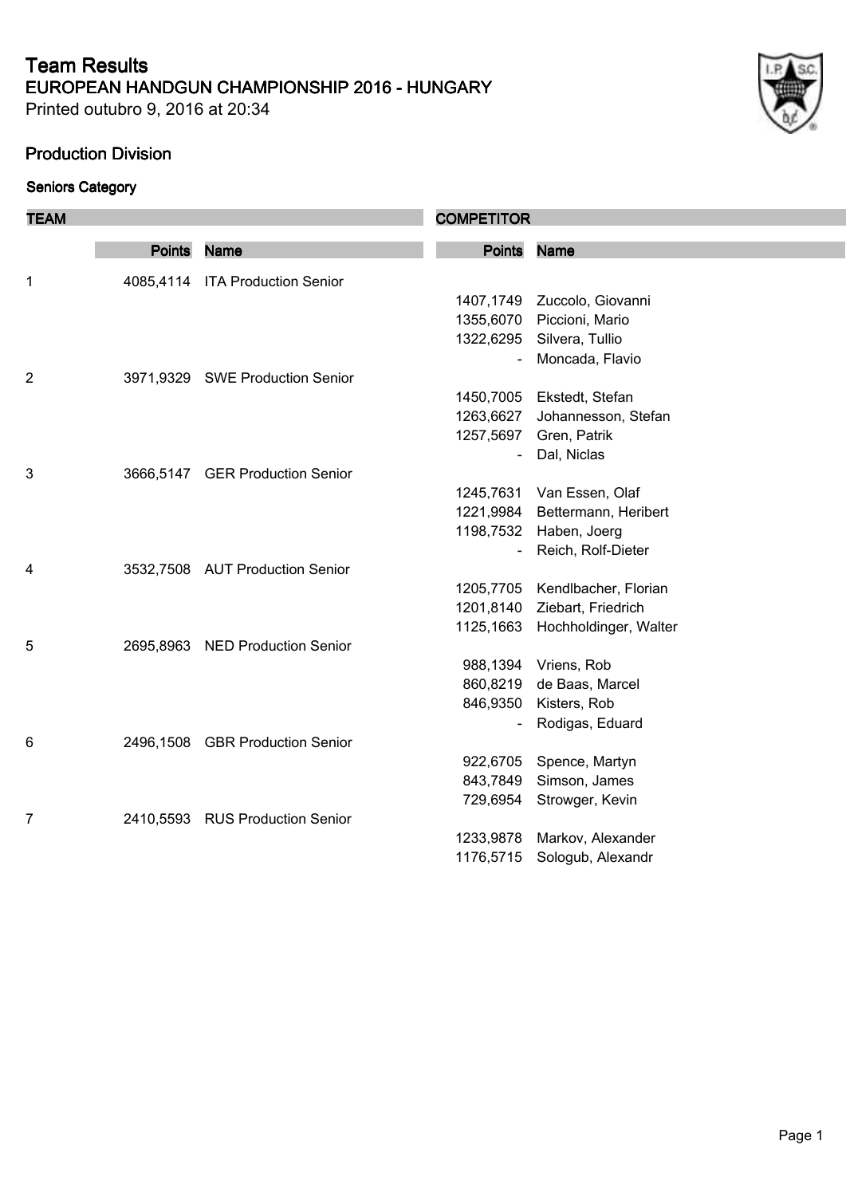# Team Results

## EUROPEAN HANDGUN CHAMPIONSHIP 2016 - HUNGARY

Printed outubro 9, 2016 at 20:34

### Production Division

#### Seniors Category

| TEAM | | | COMPETITOR | |
|---|---|---|---|---|
| | **Points** | **Name** | **Points** | **Name** |
| 1 | 4085,4114 | ITA Production Senior | | |
| | | | 1407,1749 | Zuccolo, Giovanni |
| | | | 1355,6070 | Piccioni, Mario |
| | | | 1322,6295 | Silvera, Tullio |
| | | | - | Moncada, Flavio |
| 2 | 3971,9329 | SWE Production Senior | | |
| | | | 1450,7005 | Ekstedt, Stefan |
| | | | 1263,6627 | Johannesson, Stefan |
| | | | 1257,5697 | Gren, Patrik |
| | | | - | Dal, Niclas |
| 3 | 3666,5147 | GER Production Senior | | |
| | | | 1245,7631 | Van Essen, Olaf |
| | | | 1221,9984 | Bettermann, Heribert |
| | | | 1198,7532 | Haben, Joerg |
| | | | - | Reich, Rolf-Dieter |
| 4 | 3532,7508 | AUT Production Senior | | |
| | | | 1205,7705 | Kendlbacher, Florian |
| | | | 1201,8140 | Ziebart, Friedrich |
| | | | 1125,1663 | Hochholdinger, Walter |
| 5 | 2695,8963 | NED Production Senior | | |
| | | | 988,1394 | Vriens, Rob |
| | | | 860,8219 | de Baas, Marcel |
| | | | 846,9350 | Kisters, Rob |
| | | | - | Rodigas, Eduard |
| 6 | 2496,1508 | GBR Production Senior | | |
| | | | 922,6705 | Spence, Martyn |
| | | | 843,7849 | Simson, James |
| | | | 729,6954 | Strowger, Kevin |
| 7 | 2410,5593 | RUS Production Senior | | |
| | | | 1233,9878 | Markov, Alexander |
| | | | 1176,5715 | Sologub, Alexandr |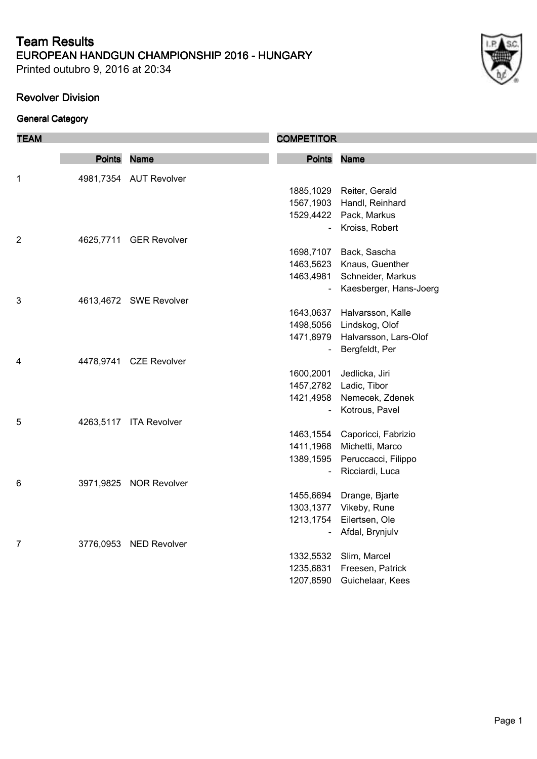# Team Results

## EUROPEAN HANDGUN CHAMPIONSHIP 2016 - HUNGARY

Printed outubro 9, 2016 at 20:34

### Revolver Division

#### General Category

| TEAM | | | COMPETITOR | |
|---|---|---|---|---|
| | **Points** | **Name** | **Points** | **Name** |
| 1 | 4981,7354 | AUT Revolver | | |
| | | | 1885,1029 | Reiter, Gerald |
| | | | 1567,1903 | Handl, Reinhard |
| | | | 1529,4422 | Pack, Markus |
| | | | - | Kroiss, Robert |
| 2 | 4625,7711 | GER Revolver | | |
| | | | 1698,7107 | Back, Sascha |
| | | | 1463,5623 | Knaus, Guenther |
| | | | 1463,4981 | Schneider, Markus |
| | | | - | Kaesberger, Hans-Joerg |
| 3 | 4613,4672 | SWE Revolver | | |
| | | | 1643,0637 | Halvarsson, Kalle |
| | | | 1498,5056 | Lindskog, Olof |
| | | | 1471,8979 | Halvarsson, Lars-Olof |
| | | | - | Bergfeldt, Per |
| 4 | 4478,9741 | CZE Revolver | | |
| | | | 1600,2001 | Jedlicka, Jiri |
| | | | 1457,2782 | Ladic, Tibor |
| | | | 1421,4958 | Nemecek, Zdenek |
| | | | - | Kotrous, Pavel |
| 5 | 4263,5117 | ITA Revolver | | |
| | | | 1463,1554 | Caporicci, Fabrizio |
| | | | 1411,1968 | Michetti, Marco |
| | | | 1389,1595 | Peruccacci, Filippo |
| | | | - | Ricciardi, Luca |
| 6 | 3971,9825 | NOR Revolver | | |
| | | | 1455,6694 | Drange, Bjarte |
| | | | 1303,1377 | Vikeby, Rune |
| | | | 1213,1754 | Eilertsen, Ole |
| | | | - | Afdal, Brynjulv |
| 7 | 3776,0953 | NED Revolver | | |
| | | | 1332,5532 | Slim, Marcel |
| | | | 1235,6831 | Freesen, Patrick |
| | | | 1207,8590 | Guichelaar, Kees |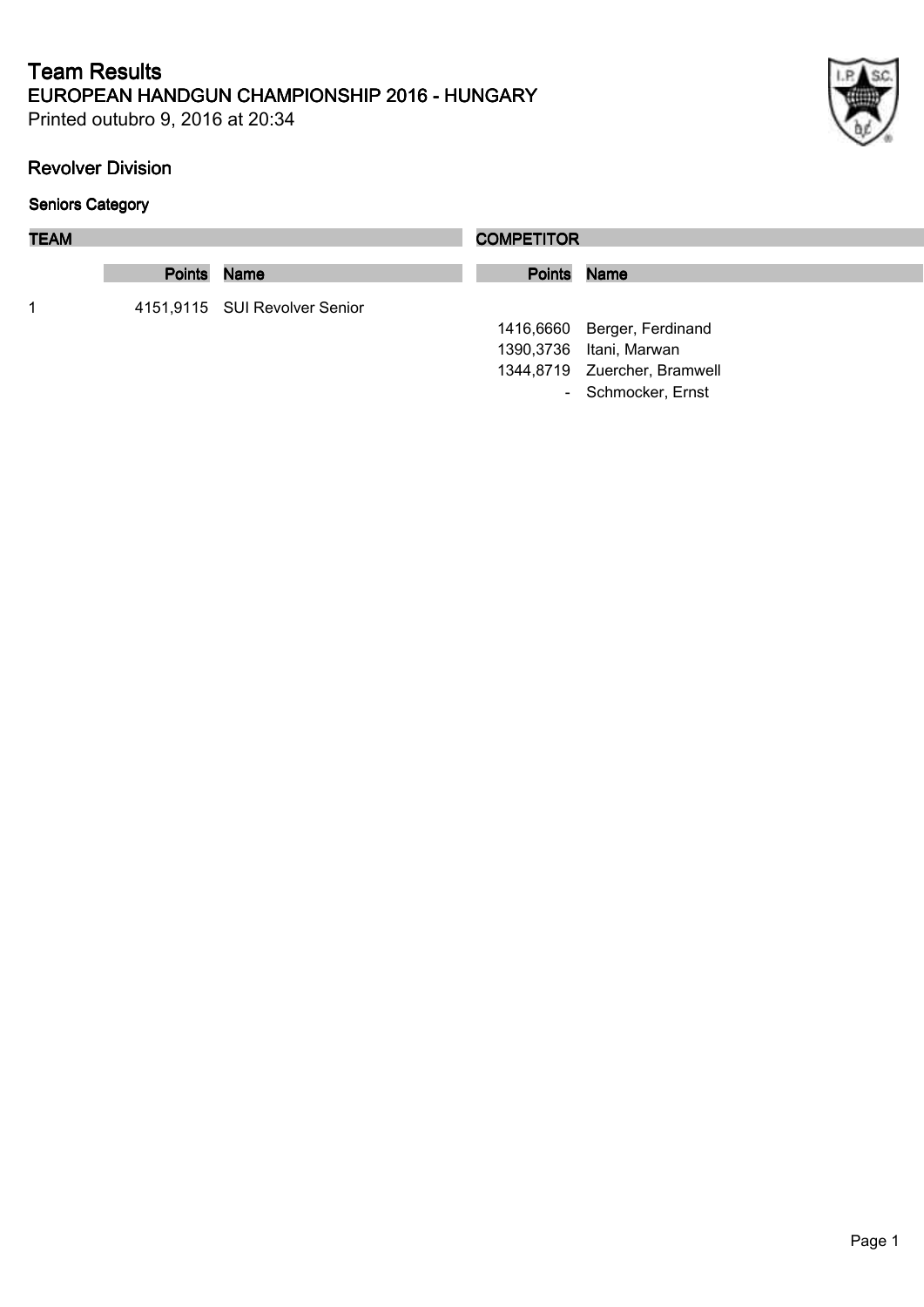# Team Results

## EUROPEAN HANDGUN CHAMPIONSHIP 2016 - HUNGARY

Printed outubro 9, 2016 at 20:34

### Revolver Division

#### Seniors Category

| TEAM | | | COMPETITOR | |
|---|---|---|---|---|
| | Points | Name | Points | Name |
| 1 | 4151,9115 | SUI Revolver Senior | | |
| | | | 1416,6660 | Berger, Ferdinand |
| | | | 1390,3736 | Itani, Marwan |
| | | | 1344,8719 | Zuercher, Bramwell |
| | | | - | Schmocker, Ernst |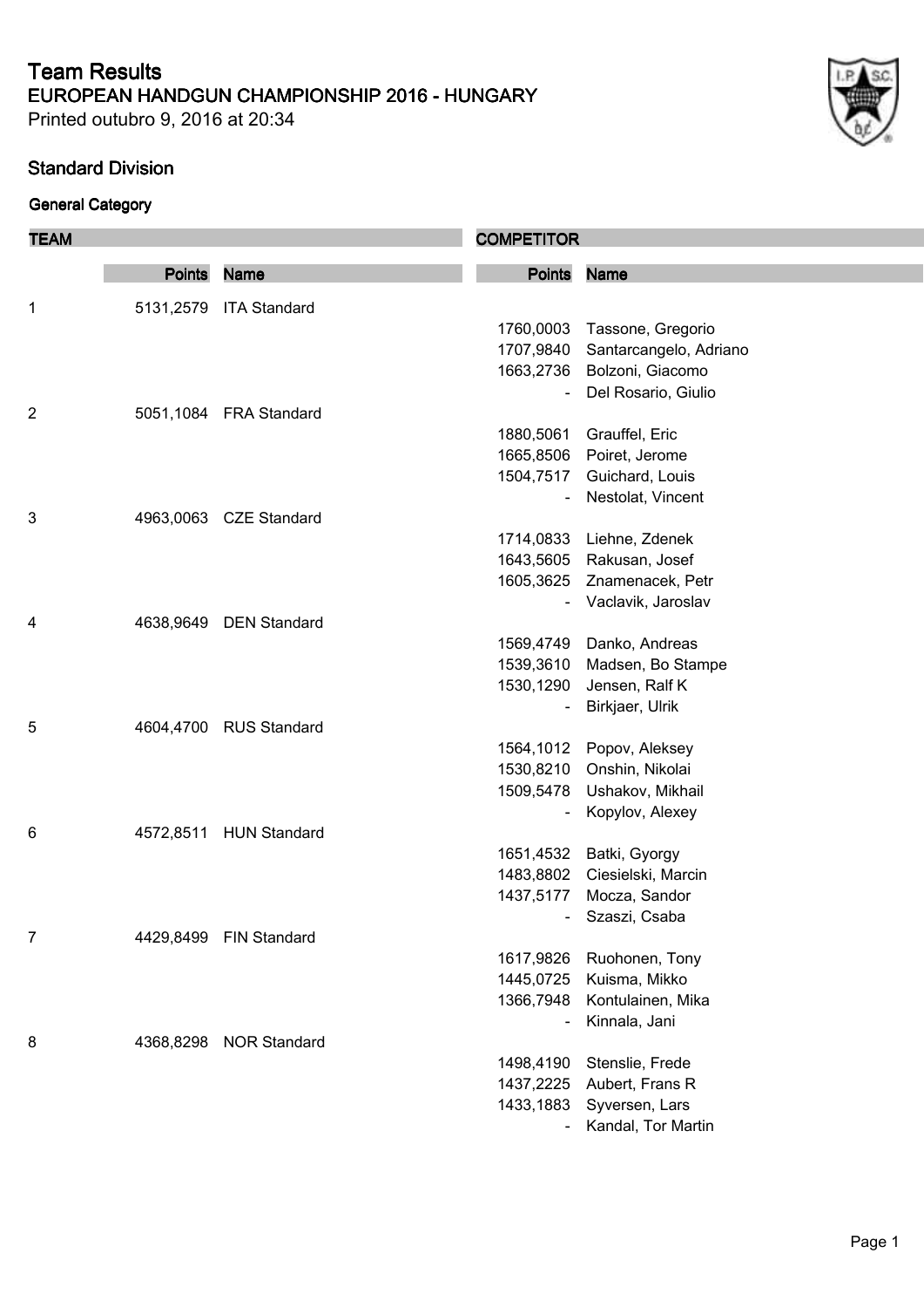# Team Results

## EUROPEAN HANDGUN CHAMPIONSHIP 2016 - HUNGARY

Printed outubro 9, 2016 at 20:34

### Standard Division

#### General Category

| TEAM | | | COMPETITOR | |
|---|---|---|---|---|
| | **Points** | **Name** | **Points** | **Name** |
| 1 | 5131,2579 | ITA Standard | | |
| | | | 1760,0003 | Tassone, Gregorio |
| | | | 1707,9840 | Santarcangelo, Adriano |
| | | | 1663,2736 | Bolzoni, Giacomo |
| | | | - | Del Rosario, Giulio |
| 2 | 5051,1084 | FRA Standard | | |
| | | | 1880,5061 | Grauffel, Eric |
| | | | 1665,8506 | Poiret, Jerome |
| | | | 1504,7517 | Guichard, Louis |
| | | | - | Nestolat, Vincent |
| 3 | 4963,0063 | CZE Standard | | |
| | | | 1714,0833 | Liehne, Zdenek |
| | | | 1643,5605 | Rakusan, Josef |
| | | | 1605,3625 | Znamenacek, Petr |
| | | | - | Vaclavik, Jaroslav |
| 4 | 4638,9649 | DEN Standard | | |
| | | | 1569,4749 | Danko, Andreas |
| | | | 1539,3610 | Madsen, Bo Stampe |
| | | | 1530,1290 | Jensen, Ralf K |
| | | | - | Birkjaer, Ulrik |
| 5 | 4604,4700 | RUS Standard | | |
| | | | 1564,1012 | Popov, Aleksey |
| | | | 1530,8210 | Onshin, Nikolai |
| | | | 1509,5478 | Ushakov, Mikhail |
| | | | - | Kopylov, Alexey |
| 6 | 4572,8511 | HUN Standard | | |
| | | | 1651,4532 | Batki, Gyorgy |
| | | | 1483,8802 | Ciesielski, Marcin |
| | | | 1437,5177 | Mocza, Sandor |
| | | | - | Szaszi, Csaba |
| 7 | 4429,8499 | FIN Standard | | |
| | | | 1617,9826 | Ruohonen, Tony |
| | | | 1445,0725 | Kuisma, Mikko |
| | | | 1366,7948 | Kontulainen, Mika |
| | | | - | Kinnala, Jani |
| 8 | 4368,8298 | NOR Standard | | |
| | | | 1498,4190 | Stenslie, Frede |
| | | | 1437,2225 | Aubert, Frans R |
| | | | 1433,1883 | Syversen, Lars |
| | | | - | Kandal, Tor Martin |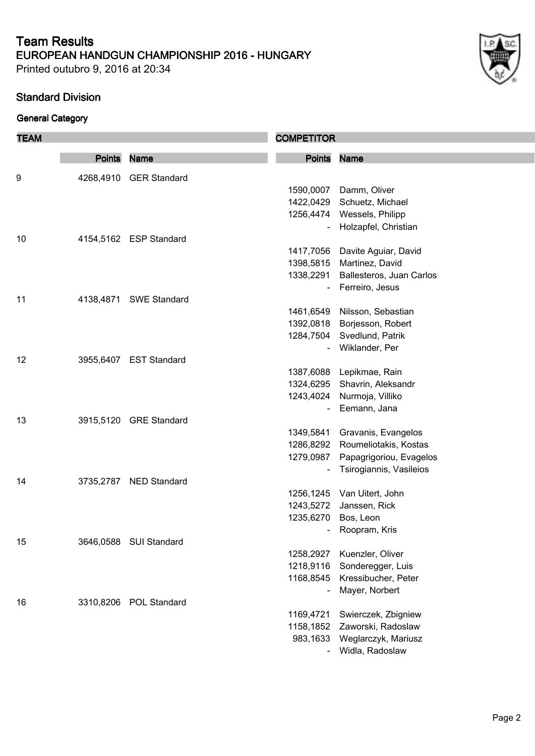# Team Results

## EUROPEAN HANDGUN CHAMPIONSHIP 2016 - HUNGARY

Printed outubro 9, 2016 at 20:34

### Standard Division

#### General Category

| TEAM | | | COMPETITOR | |
|---|---|---|---|---|
| | **Points** | **Name** | **Points** | **Name** |
| 9 | 4268,4910 | GER Standard | | |
| | | | 1590,0007 | Damm, Oliver |
| | | | 1422,0429 | Schuetz, Michael |
| | | | 1256,4474 | Wessels, Philipp |
| | | | - | Holzapfel, Christian |
| 10 | 4154,5162 | ESP Standard | | |
| | | | 1417,7056 | Davite Aguiar, David |
| | | | 1398,5815 | Martinez, David |
| | | | 1338,2291 | Ballesteros, Juan Carlos |
| | | | - | Ferreiro, Jesus |
| 11 | 4138,4871 | SWE Standard | | |
| | | | 1461,6549 | Nilsson, Sebastian |
| | | | 1392,0818 | Borjesson, Robert |
| | | | 1284,7504 | Svedlund, Patrik |
| | | | - | Wiklander, Per |
| 12 | 3955,6407 | EST Standard | | |
| | | | 1387,6088 | Lepikmae, Rain |
| | | | 1324,6295 | Shavrin, Aleksandr |
| | | | 1243,4024 | Nurmoja, Villiko |
| | | | - | Eemann, Jana |
| 13 | 3915,5120 | GRE Standard | | |
| | | | 1349,5841 | Gravanis, Evangelos |
| | | | 1286,8292 | Roumeliotakis, Kostas |
| | | | 1279,0987 | Papagrigoriou, Evagelos |
| | | | - | Tsirogiannis, Vasileios |
| 14 | 3735,2787 | NED Standard | | |
| | | | 1256,1245 | Van Uitert, John |
| | | | 1243,5272 | Janssen, Rick |
| | | | 1235,6270 | Bos, Leon |
| | | | - | Roopram, Kris |
| 15 | 3646,0588 | SUI Standard | | |
| | | | 1258,2927 | Kuenzler, Oliver |
| | | | 1218,9116 | Sonderegger, Luis |
| | | | 1168,8545 | Kressibucher, Peter |
| | | | - | Mayer, Norbert |
| 16 | 3310,8206 | POL Standard | | |
| | | | 1169,4721 | Swierczek, Zbigniew |
| | | | 1158,1852 | Zaworski, Radoslaw |
| | | | 983,1633 | Weglarczyk, Mariusz |
| | | | - | Widla, Radoslaw |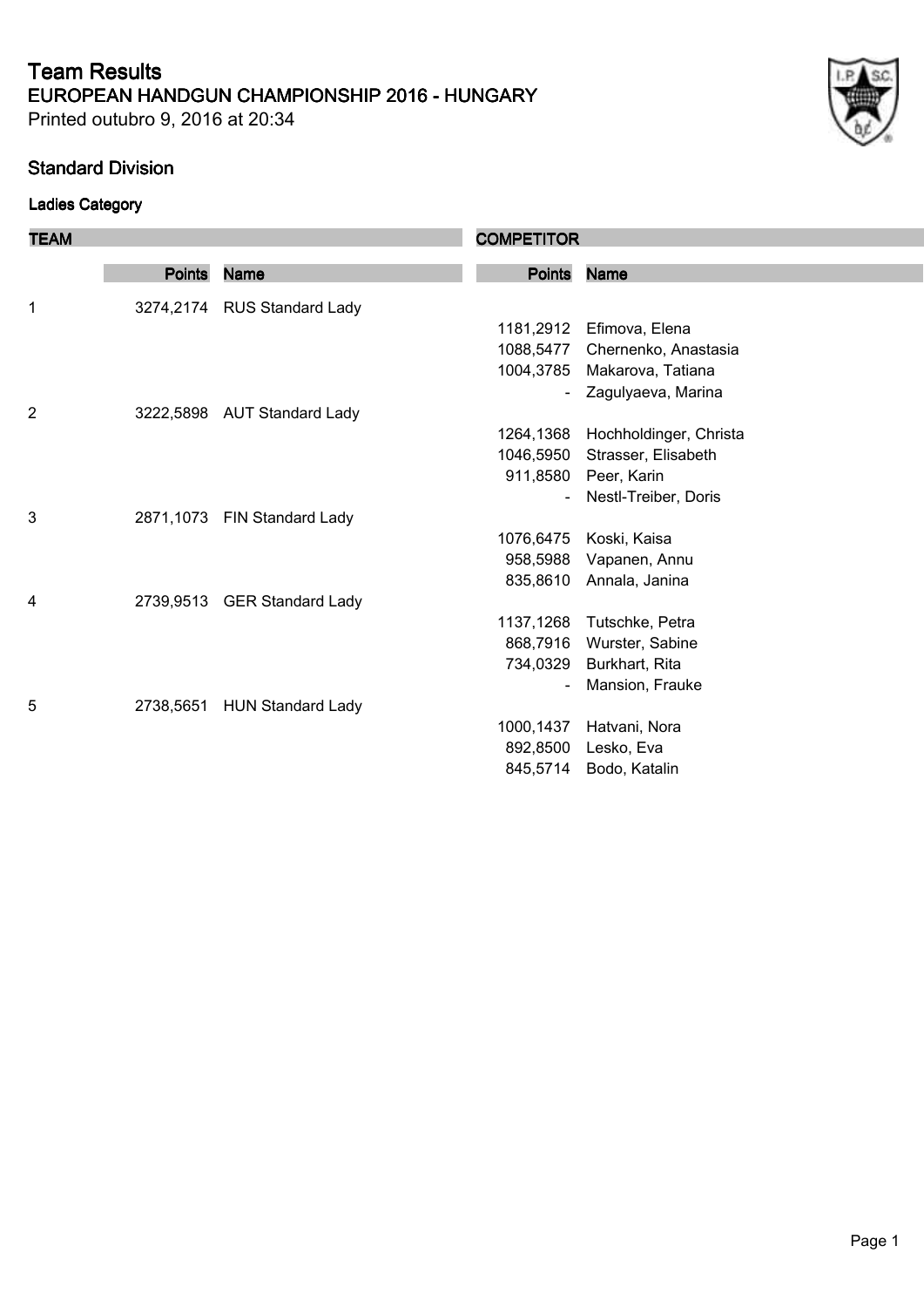# Team Results

## EUROPEAN HANDGUN CHAMPIONSHIP 2016 - HUNGARY

Printed outubro 9, 2016 at 20:34

### Standard Division

#### Ladies Category

| TEAM | | | COMPETITOR | |
|---|---|---|---|---|
| | **Points** | **Name** | **Points** | **Name** |
| 1 | 3274,2174 | RUS Standard Lady | | |
| | | | 1181,2912 | Efimova, Elena |
| | | | 1088,5477 | Chernenko, Anastasia |
| | | | 1004,3785 | Makarova, Tatiana |
| | | | - | Zagulyaeva, Marina |
| 2 | 3222,5898 | AUT Standard Lady | | |
| | | | 1264,1368 | Hochholdinger, Christa |
| | | | 1046,5950 | Strasser, Elisabeth |
| | | | 911,8580 | Peer, Karin |
| | | | - | Nestl-Treiber, Doris |
| 3 | 2871,1073 | FIN Standard Lady | | |
| | | | 1076,6475 | Koski, Kaisa |
| | | | 958,5988 | Vapanen, Annu |
| | | | 835,8610 | Annala, Janina |
| 4 | 2739,9513 | GER Standard Lady | | |
| | | | 1137,1268 | Tutschke, Petra |
| | | | 868,7916 | Wurster, Sabine |
| | | | 734,0329 | Burkhart, Rita |
| | | | - | Mansion, Frauke |
| 5 | 2738,5651 | HUN Standard Lady | | |
| | | | 1000,1437 | Hatvani, Nora |
| | | | 892,8500 | Lesko, Eva |
| | | | 845,5714 | Bodo, Katalin |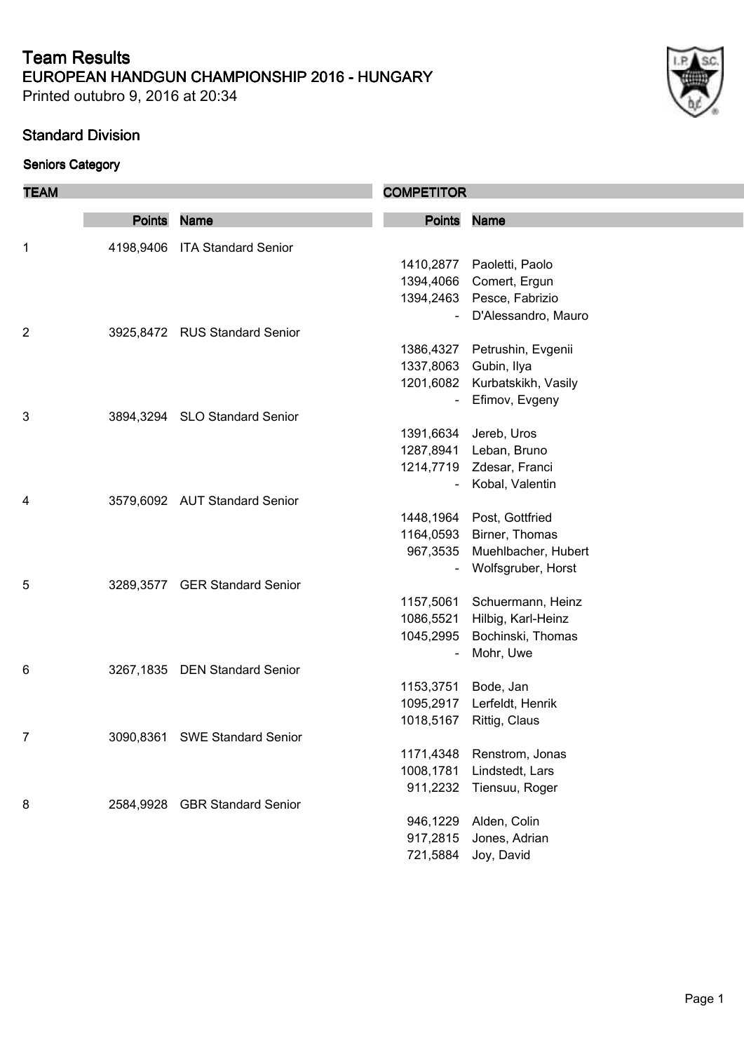# Team Results

## EUROPEAN HANDGUN CHAMPIONSHIP 2016 - HUNGARY

Printed outubro 9, 2016 at 20:34

### Standard Division

#### Seniors Category

| TEAM | | | COMPETITOR | |
|---|---|---|---|---|
| | **Points** | **Name** | **Points** | **Name** |
| 1 | 4198,9406 | ITA Standard Senior | | |
| | | | 1410,2877 | Paoletti, Paolo |
| | | | 1394,4066 | Comert, Ergun |
| | | | 1394,2463 | Pesce, Fabrizio |
| | | | - | D'Alessandro, Mauro |
| 2 | 3925,8472 | RUS Standard Senior | | |
| | | | 1386,4327 | Petrushin, Evgenii |
| | | | 1337,8063 | Gubin, Ilya |
| | | | 1201,6082 | Kurbatskikh, Vasily |
| | | | - | Efimov, Evgeny |
| 3 | 3894,3294 | SLO Standard Senior | | |
| | | | 1391,6634 | Jereb, Uros |
| | | | 1287,8941 | Leban, Bruno |
| | | | 1214,7719 | Zdesar, Franci |
| | | | - | Kobal, Valentin |
| 4 | 3579,6092 | AUT Standard Senior | | |
| | | | 1448,1964 | Post, Gottfried |
| | | | 1164,0593 | Birner, Thomas |
| | | | 967,3535 | Muehlbacher, Hubert |
| | | | - | Wolfsgruber, Horst |
| 5 | 3289,3577 | GER Standard Senior | | |
| | | | 1157,5061 | Schuermann, Heinz |
| | | | 1086,5521 | Hilbig, Karl-Heinz |
| | | | 1045,2995 | Bochinski, Thomas |
| | | | - | Mohr, Uwe |
| 6 | 3267,1835 | DEN Standard Senior | | |
| | | | 1153,3751 | Bode, Jan |
| | | | 1095,2917 | Lerfeldt, Henrik |
| | | | 1018,5167 | Rittig, Claus |
| 7 | 3090,8361 | SWE Standard Senior | | |
| | | | 1171,4348 | Renstrom, Jonas |
| | | | 1008,1781 | Lindstedt, Lars |
| | | | 911,2232 | Tiensuu, Roger |
| 8 | 2584,9928 | GBR Standard Senior | | |
| | | | 946,1229 | Alden, Colin |
| | | | 917,2815 | Jones, Adrian |
| | | | 721,5884 | Joy, David |